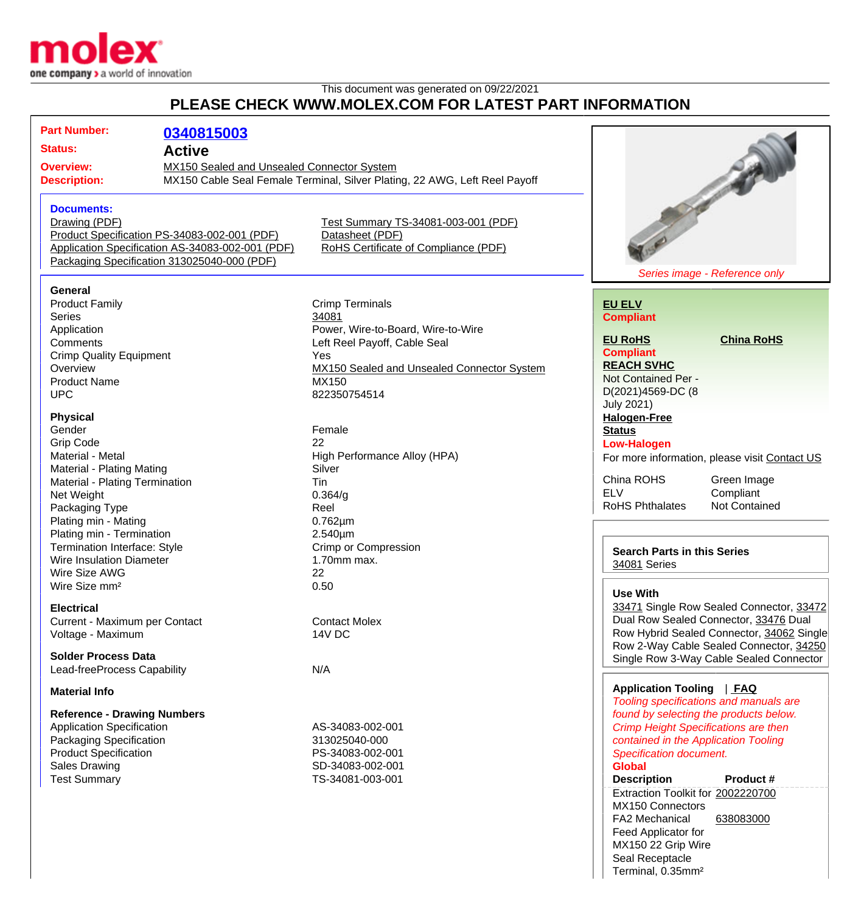This document was generated on 09/22/2021

# PLEASE CHECK WWW.MOLEX.COM FOR LATEST PART INFORMATION

| | |
|---|---|
| **Part Number:** | **0340815003** |
| **Status:** | **Active** |
| **Overview:** | MX150 Sealed and Unsealed Connector System |
| **Description:** | MX150 Cable Seal Female Terminal, Silver Plating, 22 AWG, Left Reel Payoff |

**Documents:**

- Drawing (PDF)
- Product Specification PS-34083-002-001 (PDF)
- Application Specification AS-34083-002-001 (PDF)
- Packaging Specification 313025040-000 (PDF)
- Test Summary TS-34081-003-001 (PDF)
- Datasheet (PDF)
- RoHS Certificate of Compliance (PDF)

*Series image - Reference only*

### General

| | |
|---|---|
| Product Family | Crimp Terminals |
| Series | 34081 |
| Application | Power, Wire-to-Board, Wire-to-Wire |
| Comments | Left Reel Payoff, Cable Seal |
| Crimp Quality Equipment | Yes |
| Overview | MX150 Sealed and Unsealed Connector System |
| Product Name | MX150 |
| UPC | 822350754514 |

### Physical

| | |
|---|---|
| Gender | Female |
| Grip Code | 22 |
| Material - Metal | High Performance Alloy (HPA) |
| Material - Plating Mating | Silver |
| Material - Plating Termination | Tin |
| Net Weight | 0.364/g |
| Packaging Type | Reel |
| Plating min - Mating | 0.762µm |
| Plating min - Termination | 2.540µm |
| Termination Interface: Style | Crimp or Compression |
| Wire Insulation Diameter | 1.70mm max. |
| Wire Size AWG | 22 |
| Wire Size mm² | 0.50 |

### Electrical

| | |
|---|---|
| Current - Maximum per Contact | Contact Molex |
| Voltage - Maximum | 14V DC |

### Solder Process Data

| | |
|---|---|
| Lead-freeProcess Capability | N/A |

### Material Info

### Reference - Drawing Numbers

| | |
|---|---|
| Application Specification | AS-34083-002-001 |
| Packaging Specification | 313025040-000 |
| Product Specification | PS-34083-002-001 |
| Sales Drawing | SD-34083-002-001 |
| Test Summary | TS-34081-003-001 |

**EU ELV**
**Compliant**

**EU RoHS** | **China RoHS**
**Compliant**

**REACH SVHC**
Not Contained Per - D(2021)4569-DC (8 July 2021)

**Halogen-Free Status**
**Low-Halogen**

For more information, please visit Contact US

| | |
|---|---|
| China ROHS | Green Image |
| ELV | Compliant |
| RoHS Phthalates | Not Contained |

**Search Parts in this Series**
34081 Series

**Use With**
33471 Single Row Sealed Connector, 33472 Dual Row Sealed Connector, 33476 Dual Row Hybrid Sealed Connector, 34062 Single Row 2-Way Cable Sealed Connector, 34250 Single Row 3-Way Cable Sealed Connector

**Application Tooling** | **FAQ**

*Tooling specifications and manuals are found by selecting the products below. Crimp Height Specifications are then contained in the Application Tooling Specification document.*

**Global**

| Description | Product # |
|---|---|
| Extraction Toolkit for MX150 Connectors | 2002220700 |
| FA2 Mechanical Feed Applicator for MX150 22 Grip Wire Seal Receptacle Terminal, 0.35mm² | 638083000 |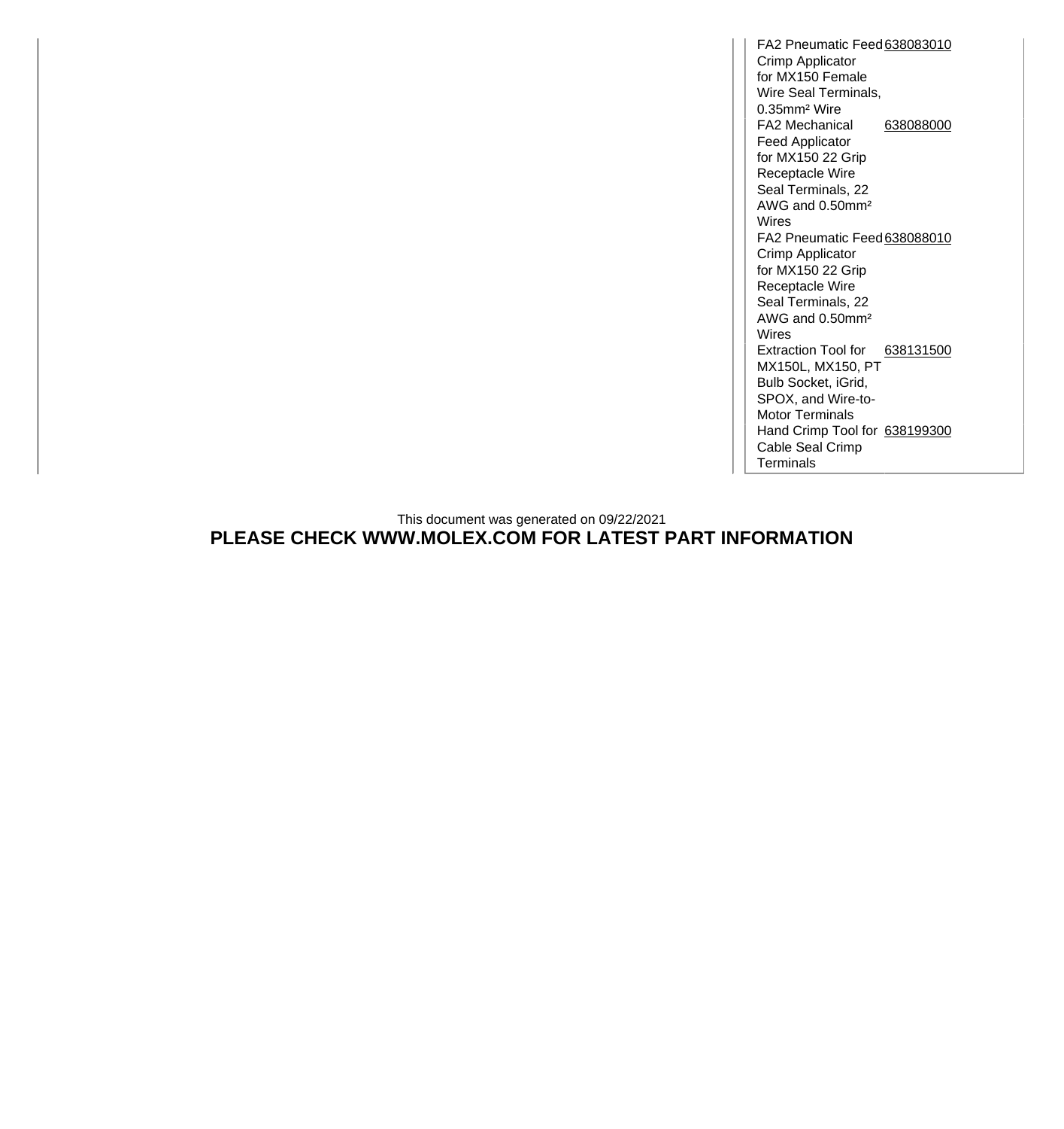| | |
|---|---|
| FA2 Pneumatic Feed Crimp Applicator for MX150 Female Wire Seal Terminals, 0.35mm² Wire | 638083010 |
| FA2 Mechanical Feed Applicator for MX150 22 Grip Receptacle Wire Seal Terminals, 22 AWG and 0.50mm² Wires | 638088000 |
| FA2 Pneumatic Feed Crimp Applicator for MX150 22 Grip Receptacle Wire Seal Terminals, 22 AWG and 0.50mm² Wires | 638088010 |
| Extraction Tool for MX150L, MX150, PT Bulb Socket, iGrid, SPOX, and Wire-to-Motor Terminals | 638131500 |
| Hand Crimp Tool for Cable Seal Crimp Terminals | 638199300 |

This document was generated on 09/22/2021

**PLEASE CHECK WWW.MOLEX.COM FOR LATEST PART INFORMATION**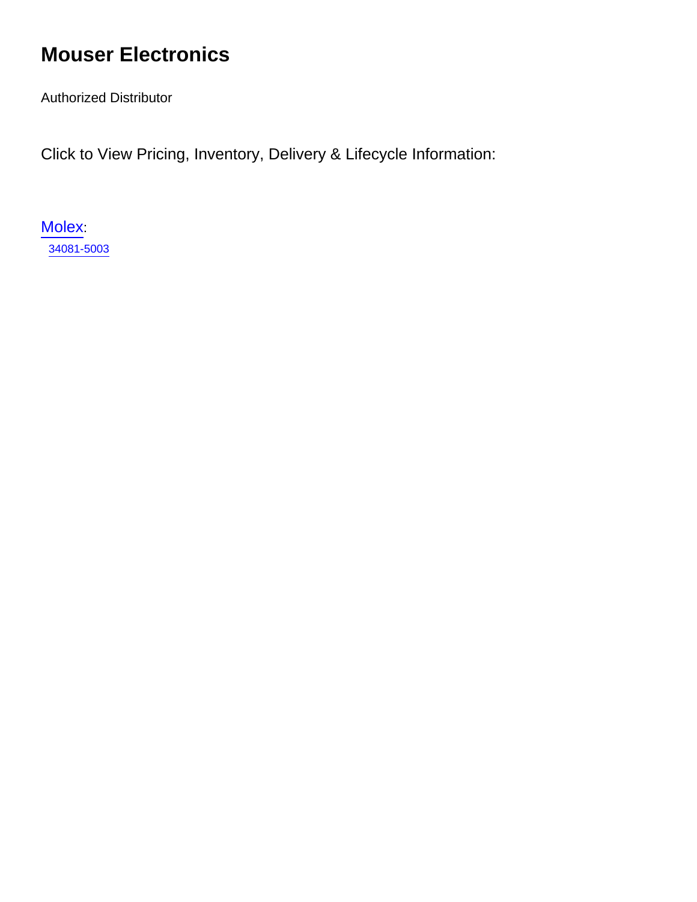# Mouser Electronics

Authorized Distributor

Click to View Pricing, Inventory, Delivery & Lifecycle Information:

Molex:

34081-5003